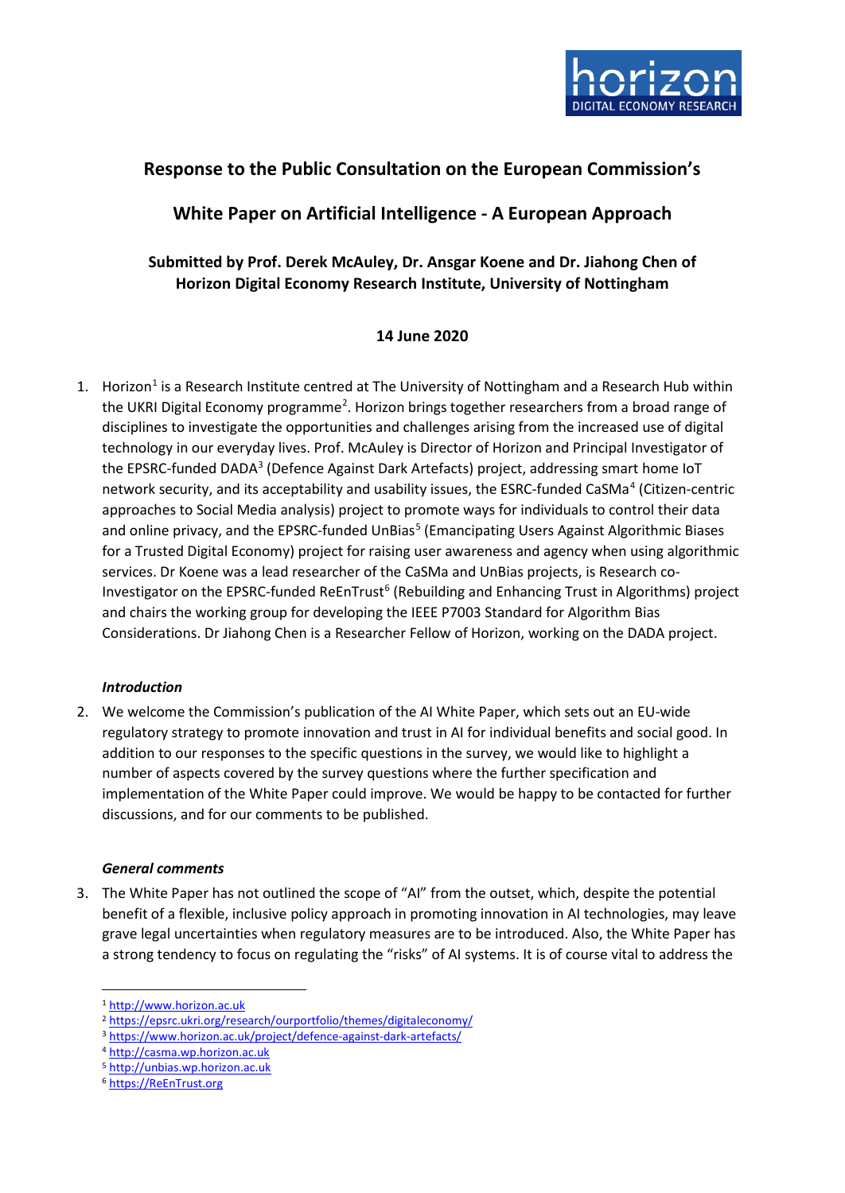# Response to the Public Consultation on the European Commission's

# White Paper on Artificial Intelligence - A European Approach

**Submitted by Prof. Derek McAuley, Dr. Ansgar Koene and Dr. Jiahong Chen of Horizon Digital Economy Research Institute, University of Nottingham**

**14 June 2020**

1. Horizon[1] is a Research Institute centred at The University of Nottingham and a Research Hub within the UKRI Digital Economy programme[2]. Horizon brings together researchers from a broad range of disciplines to investigate the opportunities and challenges arising from the increased use of digital technology in our everyday lives. Prof. McAuley is Director of Horizon and Principal Investigator of the EPSRC-funded DADA[3] (Defence Against Dark Artefacts) project, addressing smart home IoT network security, and its acceptability and usability issues, the ESRC-funded CaSMa[4] (Citizen-centric approaches to Social Media analysis) project to promote ways for individuals to control their data and online privacy, and the EPSRC-funded UnBias[5] (Emancipating Users Against Algorithmic Biases for a Trusted Digital Economy) project for raising user awareness and agency when using algorithmic services. Dr Koene was a lead researcher of the CaSMa and UnBias projects, is Research co-Investigator on the EPSRC-funded ReEnTrust[6] (Rebuilding and Enhancing Trust in Algorithms) project and chairs the working group for developing the IEEE P7003 Standard for Algorithm Bias Considerations. Dr Jiahong Chen is a Researcher Fellow of Horizon, working on the DADA project.

### *Introduction*

2. We welcome the Commission's publication of the AI White Paper, which sets out an EU-wide regulatory strategy to promote innovation and trust in AI for individual benefits and social good. In addition to our responses to the specific questions in the survey, we would like to highlight a number of aspects covered by the survey questions where the further specification and implementation of the White Paper could improve. We would be happy to be contacted for further discussions, and for our comments to be published.

### *General comments*

3. The White Paper has not outlined the scope of "AI" from the outset, which, despite the potential benefit of a flexible, inclusive policy approach in promoting innovation in AI technologies, may leave grave legal uncertainties when regulatory measures are to be introduced. Also, the White Paper has a strong tendency to focus on regulating the "risks" of AI systems. It is of course vital to address the

---

[1] http://www.horizon.ac.uk
[2] https://epsrc.ukri.org/research/ourportfolio/themes/digitaleconomy/
[3] https://www.horizon.ac.uk/project/defence-against-dark-artefacts/
[4] http://casma.wp.horizon.ac.uk
[5] http://unbias.wp.horizon.ac.uk
[6] https://ReEnTrust.org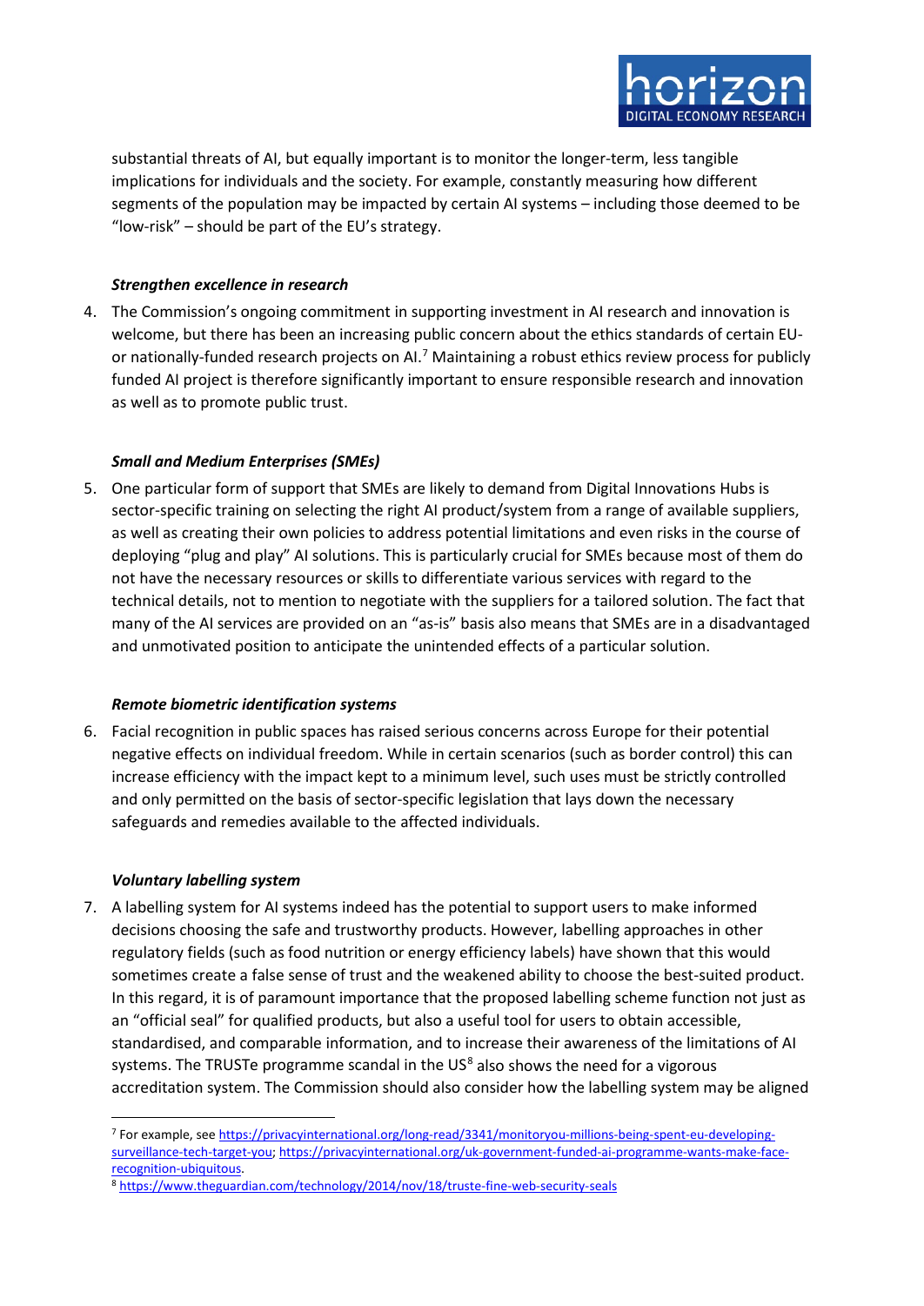substantial threats of AI, but equally important is to monitor the longer-term, less tangible implications for individuals and the society. For example, constantly measuring how different segments of the population may be impacted by certain AI systems – including those deemed to be "low-risk" – should be part of the EU's strategy.

***Strengthen excellence in research***

4. The Commission's ongoing commitment in supporting investment in AI research and innovation is welcome, but there has been an increasing public concern about the ethics standards of certain EU- or nationally-funded research projects on AI.[7] Maintaining a robust ethics review process for publicly funded AI project is therefore significantly important to ensure responsible research and innovation as well as to promote public trust.

***Small and Medium Enterprises (SMEs)***

5. One particular form of support that SMEs are likely to demand from Digital Innovations Hubs is sector-specific training on selecting the right AI product/system from a range of available suppliers, as well as creating their own policies to address potential limitations and even risks in the course of deploying "plug and play" AI solutions. This is particularly crucial for SMEs because most of them do not have the necessary resources or skills to differentiate various services with regard to the technical details, not to mention to negotiate with the suppliers for a tailored solution. The fact that many of the AI services are provided on an "as-is" basis also means that SMEs are in a disadvantaged and unmotivated position to anticipate the unintended effects of a particular solution.

***Remote biometric identification systems***

6. Facial recognition in public spaces has raised serious concerns across Europe for their potential negative effects on individual freedom. While in certain scenarios (such as border control) this can increase efficiency with the impact kept to a minimum level, such uses must be strictly controlled and only permitted on the basis of sector-specific legislation that lays down the necessary safeguards and remedies available to the affected individuals.

***Voluntary labelling system***

7. A labelling system for AI systems indeed has the potential to support users to make informed decisions choosing the safe and trustworthy products. However, labelling approaches in other regulatory fields (such as food nutrition or energy efficiency labels) have shown that this would sometimes create a false sense of trust and the weakened ability to choose the best-suited product. In this regard, it is of paramount importance that the proposed labelling scheme function not just as an "official seal" for qualified products, but also a useful tool for users to obtain accessible, standardised, and comparable information, and to increase their awareness of the limitations of AI systems. The TRUSTe programme scandal in the US[8] also shows the need for a vigorous accreditation system. The Commission should also consider how the labelling system may be aligned

---

[7] For example, see https://privacyinternational.org/long-read/3341/monitoryou-millions-being-spent-eu-developing-surveillance-tech-target-you; https://privacyinternational.org/uk-government-funded-ai-programme-wants-make-face-recognition-ubiquitous.

[8] https://www.theguardian.com/technology/2014/nov/18/truste-fine-web-security-seals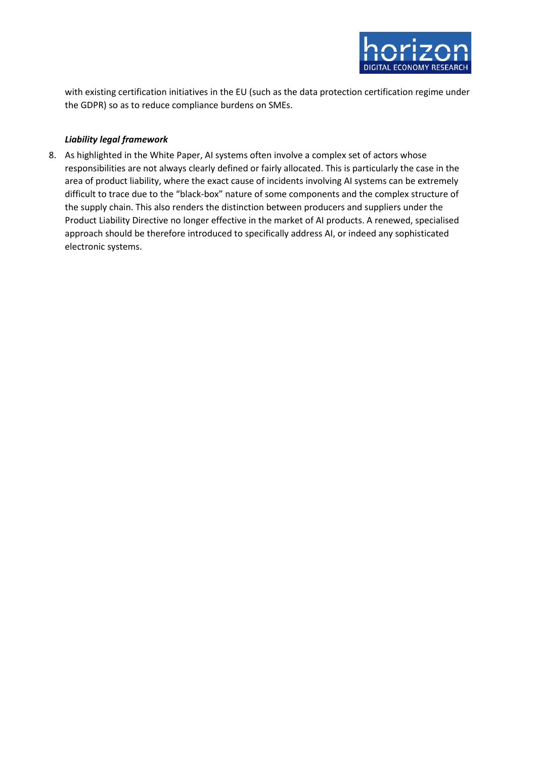with existing certification initiatives in the EU (such as the data protection certification regime under the GDPR) so as to reduce compliance burdens on SMEs.

***Liability legal framework***

8. As highlighted in the White Paper, AI systems often involve a complex set of actors whose responsibilities are not always clearly defined or fairly allocated. This is particularly the case in the area of product liability, where the exact cause of incidents involving AI systems can be extremely difficult to trace due to the "black-box" nature of some components and the complex structure of the supply chain. This also renders the distinction between producers and suppliers under the Product Liability Directive no longer effective in the market of AI products. A renewed, specialised approach should be therefore introduced to specifically address AI, or indeed any sophisticated electronic systems.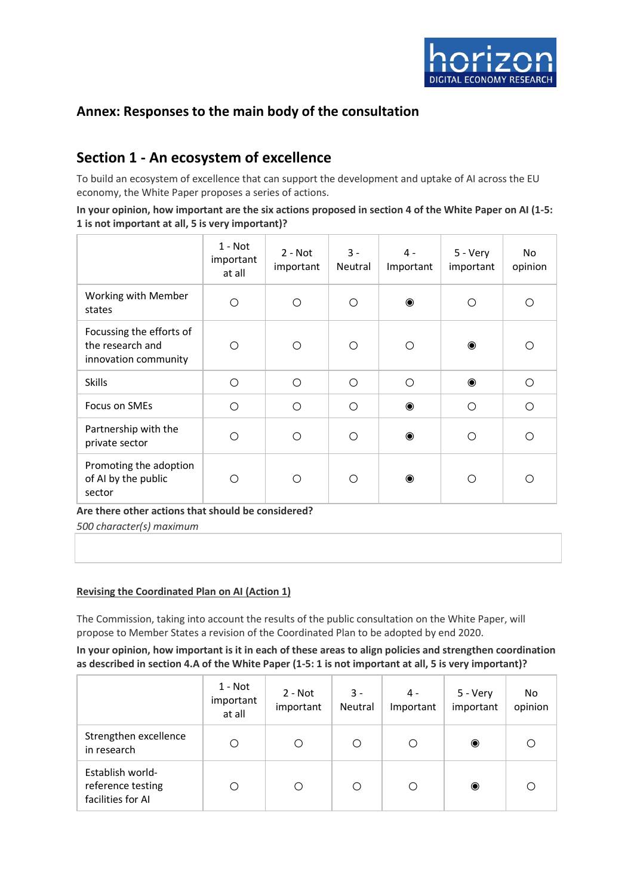## Annex: Responses to the main body of the consultation

## Section 1 - An ecosystem of excellence

To build an ecosystem of excellence that can support the development and uptake of AI across the EU economy, the White Paper proposes a series of actions.

**In your opinion, how important are the six actions proposed in section 4 of the White Paper on AI (1-5: 1 is not important at all, 5 is very important)?**

| | 1 - Not important at all | 2 - Not important | 3 - Neutral | 4 - Important | 5 - Very important | No opinion |
|---|---|---|---|---|---|---|
| Working with Member states | ○ | ○ | ○ | ◉ | ○ | ○ |
| Focussing the efforts of the research and innovation community | ○ | ○ | ○ | ○ | ◉ | ○ |
| Skills | ○ | ○ | ○ | ○ | ◉ | ○ |
| Focus on SMEs | ○ | ○ | ○ | ◉ | ○ | ○ |
| Partnership with the private sector | ○ | ○ | ○ | ◉ | ○ | ○ |
| Promoting the adoption of AI by the public sector | ○ | ○ | ○ | ◉ | ○ | ○ |

**Are there other actions that should be considered?**

*500 character(s) maximum*

**Revising the Coordinated Plan on AI (Action 1)**

The Commission, taking into account the results of the public consultation on the White Paper, will propose to Member States a revision of the Coordinated Plan to be adopted by end 2020.

**In your opinion, how important is it in each of these areas to align policies and strengthen coordination as described in section 4.A of the White Paper (1-5: 1 is not important at all, 5 is very important)?**

| | 1 - Not important at all | 2 - Not important | 3 - Neutral | 4 - Important | 5 - Very important | No opinion |
|---|---|---|---|---|---|---|
| Strengthen excellence in research | ○ | ○ | ○ | ○ | ◉ | ○ |
| Establish world-reference testing facilities for AI | ○ | ○ | ○ | ○ | ◉ | ○ |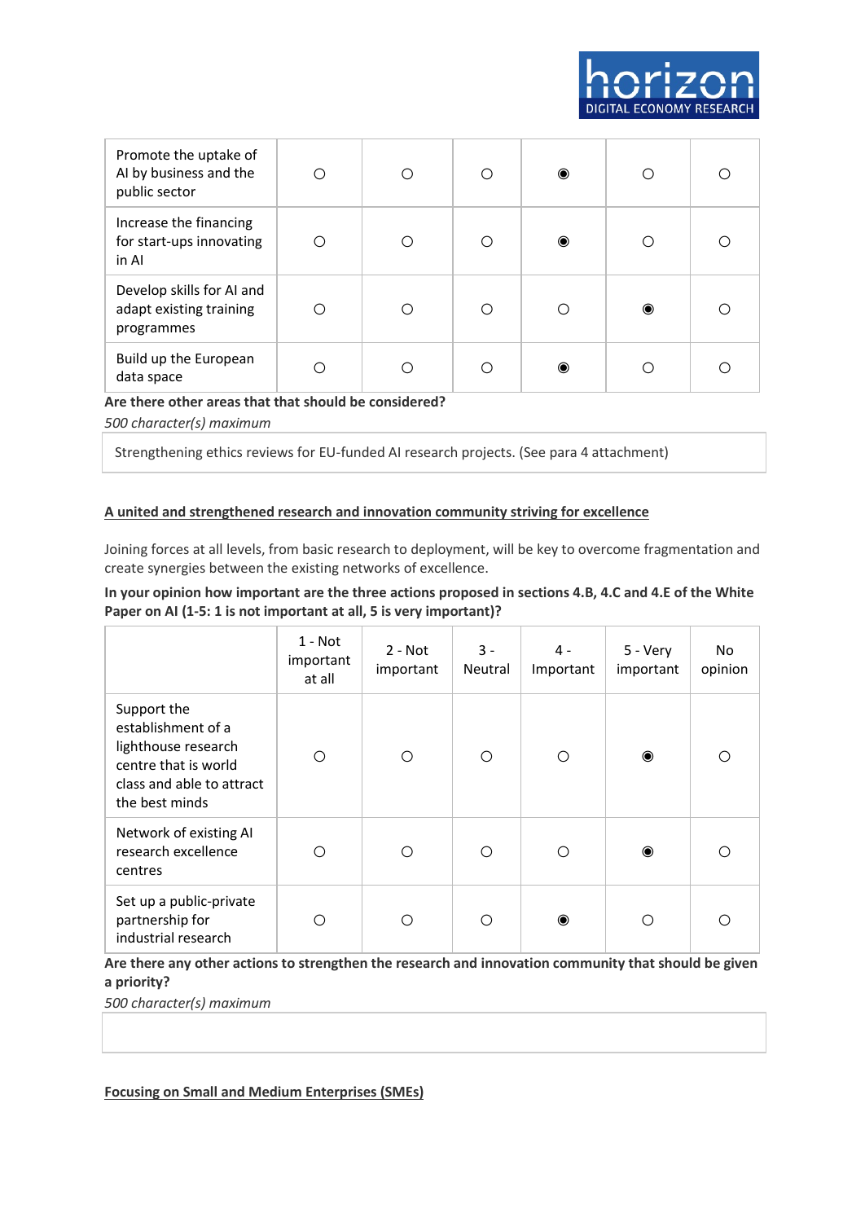| | | | | | | |
|---|---|---|---|---|---|---|
| Promote the uptake of AI by business and the public sector | ○ | ○ | ○ | ◉ | ○ | ○ |
| Increase the financing for start-ups innovating in AI | ○ | ○ | ○ | ◉ | ○ | ○ |
| Develop skills for AI and adapt existing training programmes | ○ | ○ | ○ | ○ | ◉ | ○ |
| Build up the European data space | ○ | ○ | ○ | ◉ | ○ | ○ |

**Are there other areas that that should be considered?**

*500 character(s) maximum*

Strengthening ethics reviews for EU-funded AI research projects. (See para 4 attachment)

**A united and strengthened research and innovation community striving for excellence**

Joining forces at all levels, from basic research to deployment, will be key to overcome fragmentation and create synergies between the existing networks of excellence.

**In your opinion how important are the three actions proposed in sections 4.B, 4.C and 4.E of the White Paper on AI (1-5: 1 is not important at all, 5 is very important)?**

| | 1 - Not important at all | 2 - Not important | 3 - Neutral | 4 - Important | 5 - Very important | No opinion |
|---|---|---|---|---|---|---|
| Support the establishment of a lighthouse research centre that is world class and able to attract the best minds | ○ | ○ | ○ | ○ | ◉ | ○ |
| Network of existing AI research excellence centres | ○ | ○ | ○ | ○ | ◉ | ○ |
| Set up a public-private partnership for industrial research | ○ | ○ | ○ | ◉ | ○ | ○ |

**Are there any other actions to strengthen the research and innovation community that should be given a priority?**

*500 character(s) maximum*

**Focusing on Small and Medium Enterprises (SMEs)**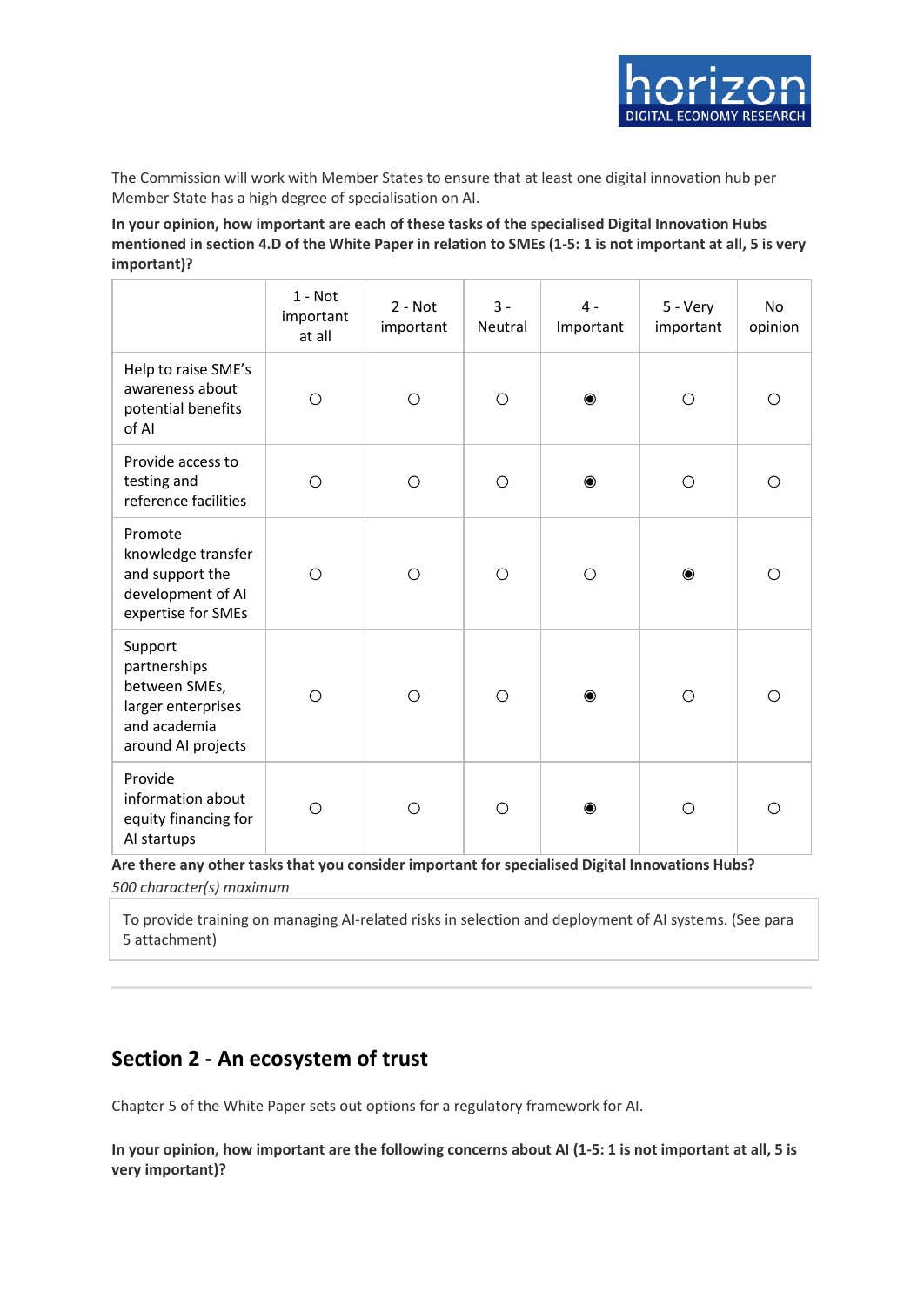The Commission will work with Member States to ensure that at least one digital innovation hub per Member State has a high degree of specialisation on AI.

**In your opinion, how important are each of these tasks of the specialised Digital Innovation Hubs mentioned in section 4.D of the White Paper in relation to SMEs (1-5: 1 is not important at all, 5 is very important)?**

| | 1 - Not important at all | 2 - Not important | 3 - Neutral | 4 - Important | 5 - Very important | No opinion |
|---|---|---|---|---|---|---|
| Help to raise SME's awareness about potential benefits of AI | ○ | ○ | ○ | ◉ | ○ | ○ |
| Provide access to testing and reference facilities | ○ | ○ | ○ | ◉ | ○ | ○ |
| Promote knowledge transfer and support the development of AI expertise for SMEs | ○ | ○ | ○ | ○ | ◉ | ○ |
| Support partnerships between SMEs, larger enterprises and academia around AI projects | ○ | ○ | ○ | ◉ | ○ | ○ |
| Provide information about equity financing for AI startups | ○ | ○ | ○ | ◉ | ○ | ○ |

**Are there any other tasks that you consider important for specialised Digital Innovations Hubs?**

*500 character(s) maximum*

To provide training on managing AI-related risks in selection and deployment of AI systems. (See para 5 attachment)

## Section 2 - An ecosystem of trust

Chapter 5 of the White Paper sets out options for a regulatory framework for AI.

**In your opinion, how important are the following concerns about AI (1-5: 1 is not important at all, 5 is very important)?**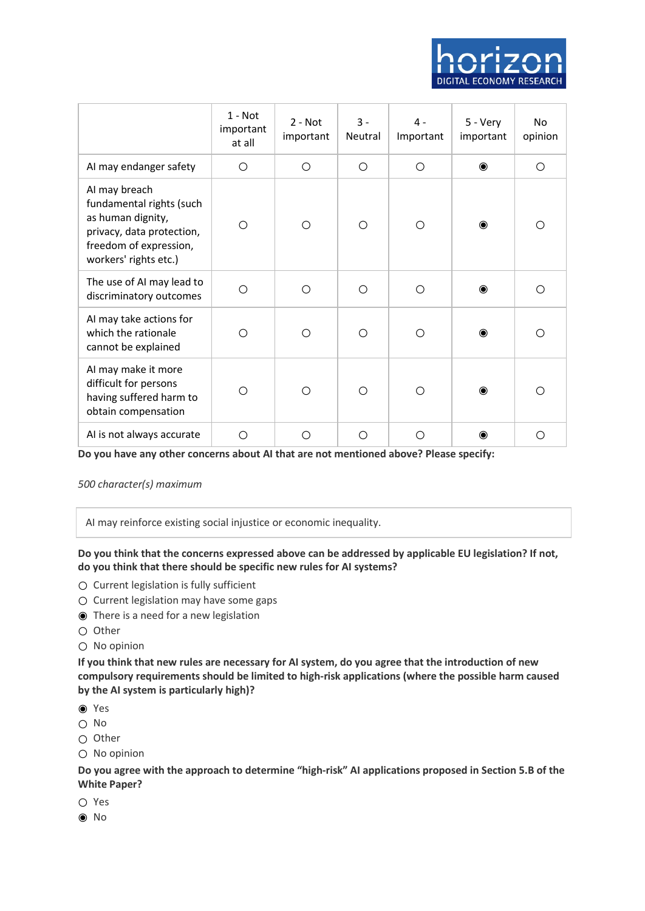| | 1 - Not important at all | 2 - Not important | 3 - Neutral | 4 - Important | 5 - Very important | No opinion |
|---|---|---|---|---|---|---|
| AI may endanger safety | ○ | ○ | ○ | ○ | ◉ | ○ |
| AI may breach fundamental rights (such as human dignity, privacy, data protection, freedom of expression, workers' rights etc.) | ○ | ○ | ○ | ○ | ◉ | ○ |
| The use of AI may lead to discriminatory outcomes | ○ | ○ | ○ | ○ | ◉ | ○ |
| AI may take actions for which the rationale cannot be explained | ○ | ○ | ○ | ○ | ◉ | ○ |
| AI may make it more difficult for persons having suffered harm to obtain compensation | ○ | ○ | ○ | ○ | ◉ | ○ |
| AI is not always accurate | ○ | ○ | ○ | ○ | ◉ | ○ |

**Do you have any other concerns about AI that are not mentioned above? Please specify:**

*500 character(s) maximum*

AI may reinforce existing social injustice or economic inequality.

**Do you think that the concerns expressed above can be addressed by applicable EU legislation? If not, do you think that there should be specific new rules for AI systems?**

- ○ Current legislation is fully sufficient
- ○ Current legislation may have some gaps
- ◉ There is a need for a new legislation
- ○ Other
- ○ No opinion

**If you think that new rules are necessary for AI system, do you agree that the introduction of new compulsory requirements should be limited to high-risk applications (where the possible harm caused by the AI system is particularly high)?**

- ◉ Yes
- ○ No
- ○ Other
- ○ No opinion

**Do you agree with the approach to determine "high-risk" AI applications proposed in Section 5.B of the White Paper?**

- ○ Yes
- ◉ No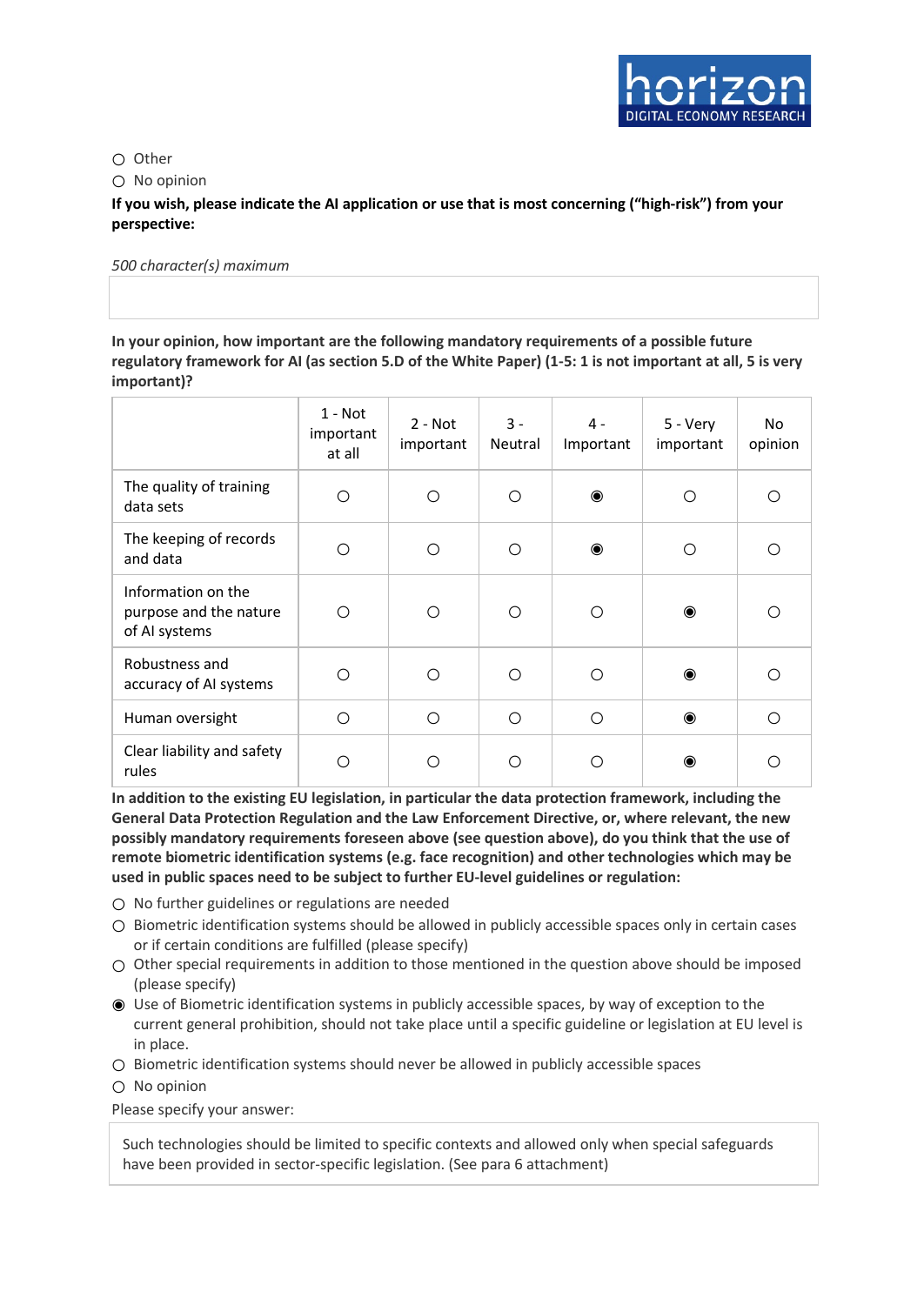○ Other

○ No opinion

**If you wish, please indicate the AI application or use that is most concerning ("high-risk") from your perspective:**

*500 character(s) maximum*

**In your opinion, how important are the following mandatory requirements of a possible future regulatory framework for AI (as section 5.D of the White Paper) (1-5: 1 is not important at all, 5 is very important)?**

| | 1 - Not important at all | 2 - Not important | 3 - Neutral | 4 - Important | 5 - Very important | No opinion |
|---|---|---|---|---|---|---|
| The quality of training data sets | ○ | ○ | ○ | ◉ | ○ | ○ |
| The keeping of records and data | ○ | ○ | ○ | ◉ | ○ | ○ |
| Information on the purpose and the nature of AI systems | ○ | ○ | ○ | ○ | ◉ | ○ |
| Robustness and accuracy of AI systems | ○ | ○ | ○ | ○ | ◉ | ○ |
| Human oversight | ○ | ○ | ○ | ○ | ◉ | ○ |
| Clear liability and safety rules | ○ | ○ | ○ | ○ | ◉ | ○ |

**In addition to the existing EU legislation, in particular the data protection framework, including the General Data Protection Regulation and the Law Enforcement Directive, or, where relevant, the new possibly mandatory requirements foreseen above (see question above), do you think that the use of remote biometric identification systems (e.g. face recognition) and other technologies which may be used in public spaces need to be subject to further EU-level guidelines or regulation:**

○ No further guidelines or regulations are needed

○ Biometric identification systems should be allowed in publicly accessible spaces only in certain cases or if certain conditions are fulfilled (please specify)

○ Other special requirements in addition to those mentioned in the question above should be imposed (please specify)

◉ Use of Biometric identification systems in publicly accessible spaces, by way of exception to the current general prohibition, should not take place until a specific guideline or legislation at EU level is in place.

○ Biometric identification systems should never be allowed in publicly accessible spaces

○ No opinion

Please specify your answer:

Such technologies should be limited to specific contexts and allowed only when special safeguards have been provided in sector-specific legislation. (See para 6 attachment)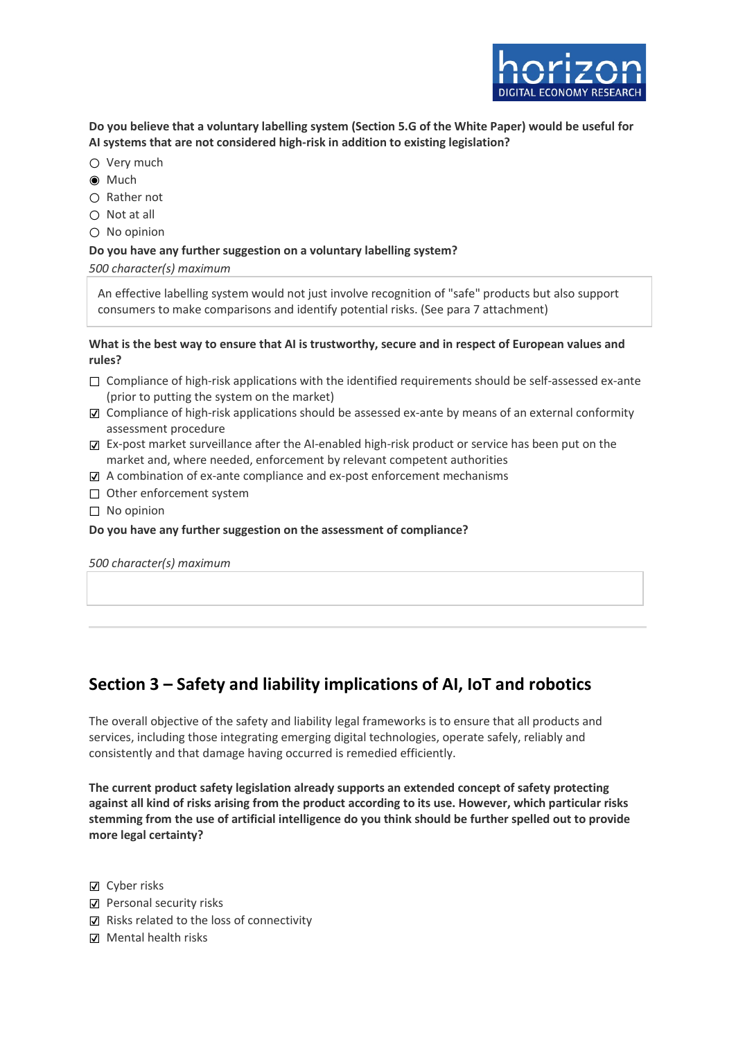**Do you believe that a voluntary labelling system (Section 5.G of the White Paper) would be useful for AI systems that are not considered high-risk in addition to existing legislation?**

- ○ Very much
- ◉ Much
- ○ Rather not
- ○ Not at all
- ○ No opinion

**Do you have any further suggestion on a voluntary labelling system?**

*500 character(s) maximum*

An effective labelling system would not just involve recognition of "safe" products but also support consumers to make comparisons and identify potential risks. (See para 7 attachment)

**What is the best way to ensure that AI is trustworthy, secure and in respect of European values and rules?**

- ☐ Compliance of high-risk applications with the identified requirements should be self-assessed ex-ante (prior to putting the system on the market)
- ☑ Compliance of high-risk applications should be assessed ex-ante by means of an external conformity assessment procedure
- ☑ Ex-post market surveillance after the AI-enabled high-risk product or service has been put on the market and, where needed, enforcement by relevant competent authorities
- ☑ A combination of ex-ante compliance and ex-post enforcement mechanisms
- ☐ Other enforcement system
- ☐ No opinion

**Do you have any further suggestion on the assessment of compliance?**

*500 character(s) maximum*

## Section 3 – Safety and liability implications of AI, IoT and robotics

The overall objective of the safety and liability legal frameworks is to ensure that all products and services, including those integrating emerging digital technologies, operate safely, reliably and consistently and that damage having occurred is remedied efficiently.

**The current product safety legislation already supports an extended concept of safety protecting against all kind of risks arising from the product according to its use. However, which particular risks stemming from the use of artificial intelligence do you think should be further spelled out to provide more legal certainty?**

- ☑ Cyber risks
- ☑ Personal security risks
- ☑ Risks related to the loss of connectivity
- ☑ Mental health risks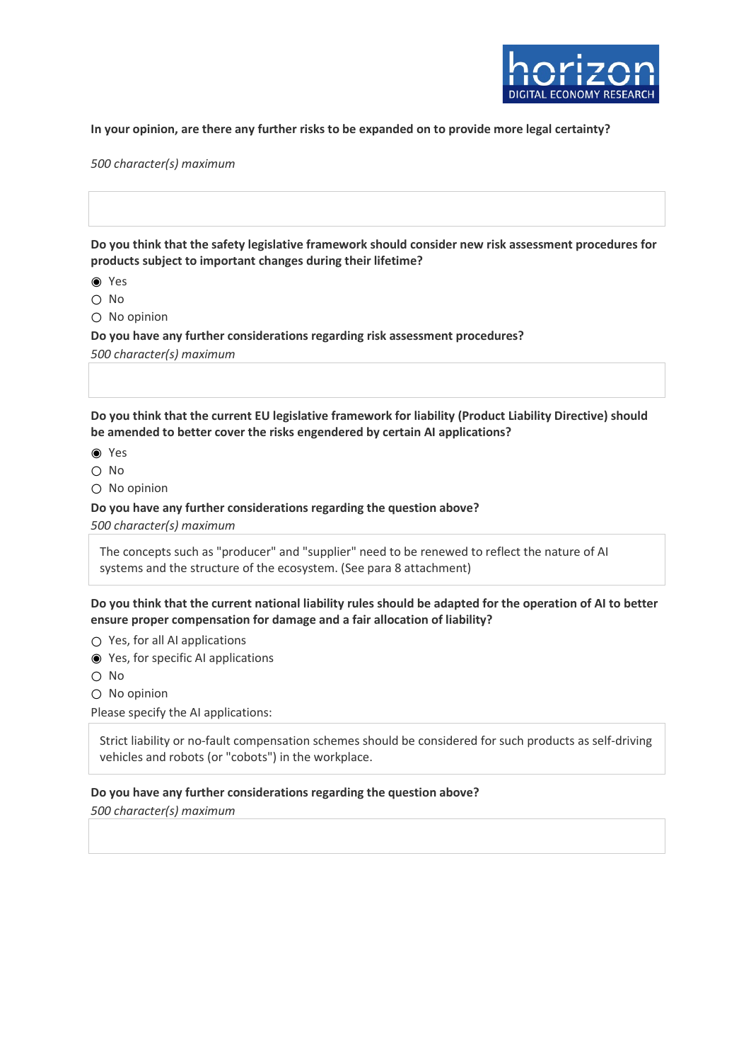**In your opinion, are there any further risks to be expanded on to provide more legal certainty?**

*500 character(s) maximum*

**Do you think that the safety legislative framework should consider new risk assessment procedures for products subject to important changes during their lifetime?**

- ◉ Yes
- ○ No
- ○ No opinion

**Do you have any further considerations regarding risk assessment procedures?**

*500 character(s) maximum*

**Do you think that the current EU legislative framework for liability (Product Liability Directive) should be amended to better cover the risks engendered by certain AI applications?**

- ◉ Yes
- ○ No
- ○ No opinion

**Do you have any further considerations regarding the question above?**

*500 character(s) maximum*

The concepts such as "producer" and "supplier" need to be renewed to reflect the nature of AI systems and the structure of the ecosystem. (See para 8 attachment)

**Do you think that the current national liability rules should be adapted for the operation of AI to better ensure proper compensation for damage and a fair allocation of liability?**

- ○ Yes, for all AI applications
- ◉ Yes, for specific AI applications
- ○ No
- ○ No opinion

Please specify the AI applications:

Strict liability or no-fault compensation schemes should be considered for such products as self-driving vehicles and robots (or "cobots") in the workplace.

**Do you have any further considerations regarding the question above?**

*500 character(s) maximum*